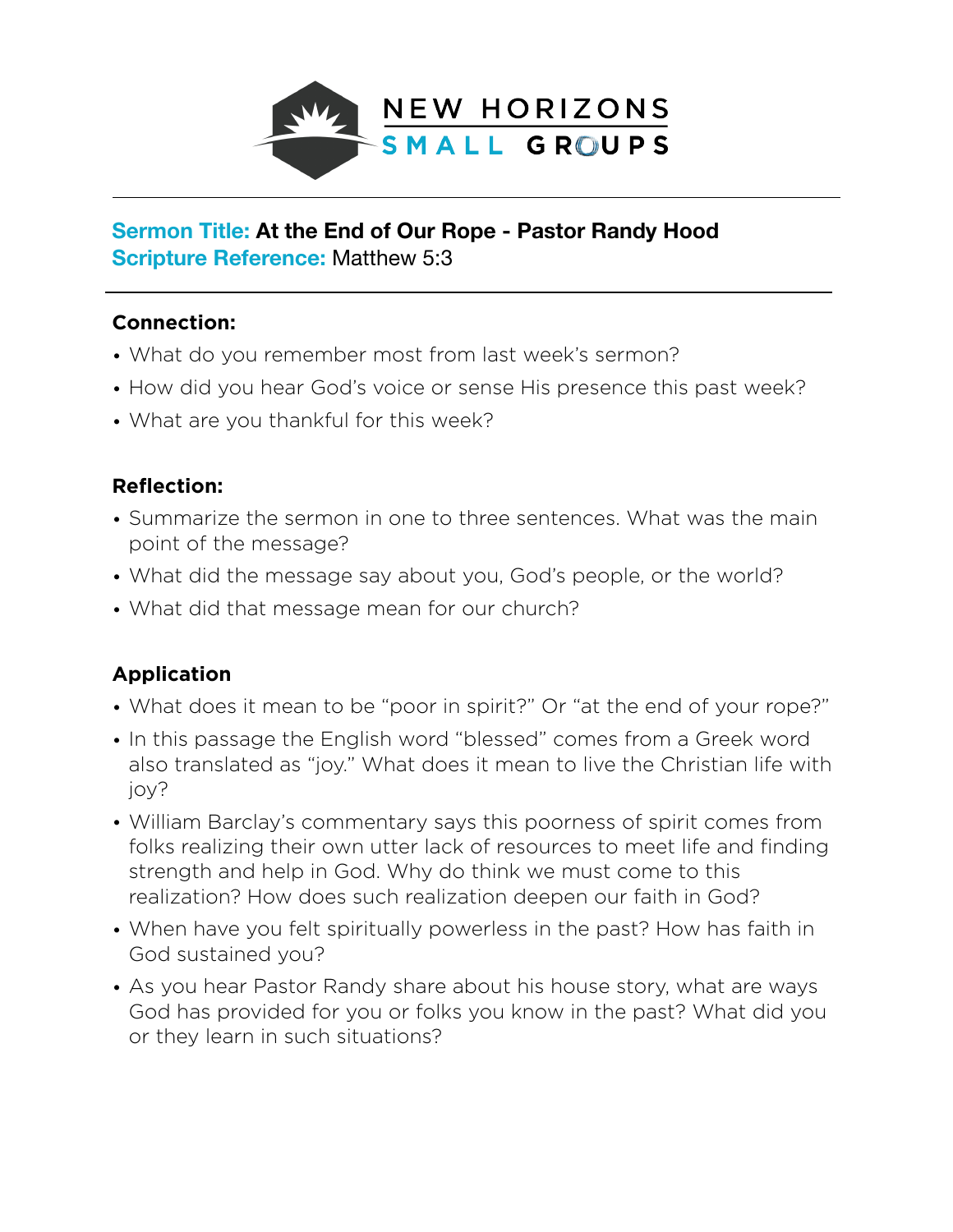# NEW HORIZONS SMALL GROUPS

**Sermon Title: At the End of Our Rope - Pastor Randy Hood**
**Scripture Reference:** Matthew 5:3

---

## Connection:

- What do you remember most from last week's sermon?
- How did you hear God's voice or sense His presence this past week?
- What are you thankful for this week?

## Reflection:

- Summarize the sermon in one to three sentences. What was the main point of the message?
- What did the message say about you, God's people, or the world?
- What did that message mean for our church?

## Application

- What does it mean to be "poor in spirit?" Or "at the end of your rope?"
- In this passage the English word "blessed" comes from a Greek word also translated as "joy." What does it mean to live the Christian life with joy?
- William Barclay's commentary says this poorness of spirit comes from folks realizing their own utter lack of resources to meet life and finding strength and help in God. Why do think we must come to this realization? How does such realization deepen our faith in God?
- When have you felt spiritually powerless in the past? How has faith in God sustained you?
- As you hear Pastor Randy share about his house story, what are ways God has provided for you or folks you know in the past? What did you or they learn in such situations?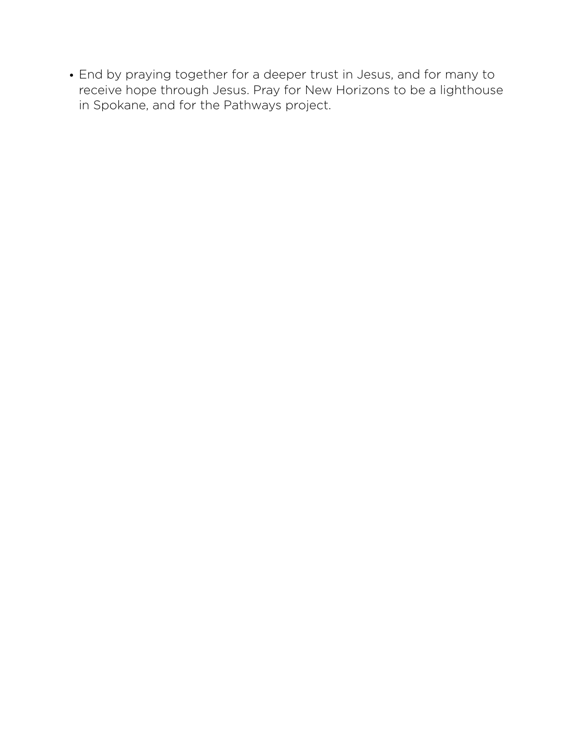- End by praying together for a deeper trust in Jesus, and for many to receive hope through Jesus. Pray for New Horizons to be a lighthouse in Spokane, and for the Pathways project.